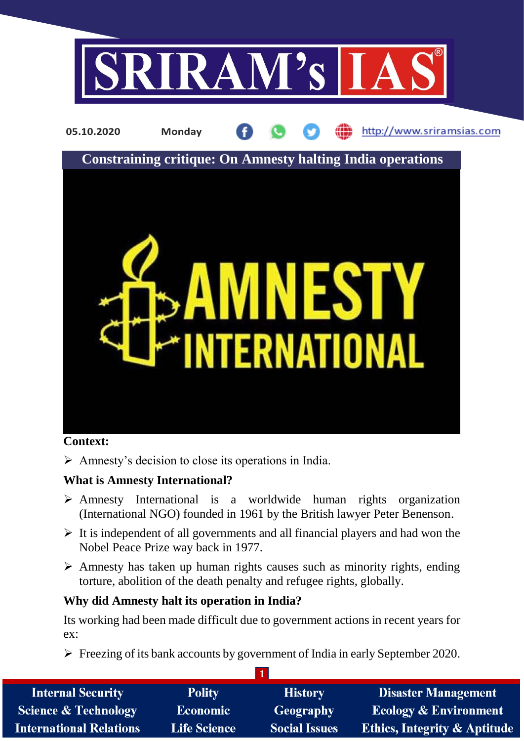05.10.2020 Monday

# Constraining critique: On Amnesty halting India operations

**Context:**

- Amnesty's decision to close its operations in India.

**What is Amnesty International?**

- Amnesty International is a worldwide human rights organization (International NGO) founded in 1961 by the British lawyer Peter Benenson.
- It is independent of all governments and all financial players and had won the Nobel Peace Prize way back in 1977.
- Amnesty has taken up human rights causes such as minority rights, ending torture, abolition of the death penalty and refugee rights, globally.

**Why did Amnesty halt its operation in India?**

Its working had been made difficult due to government actions in recent years for ex:

- Freezing of its bank accounts by government of India in early September 2020.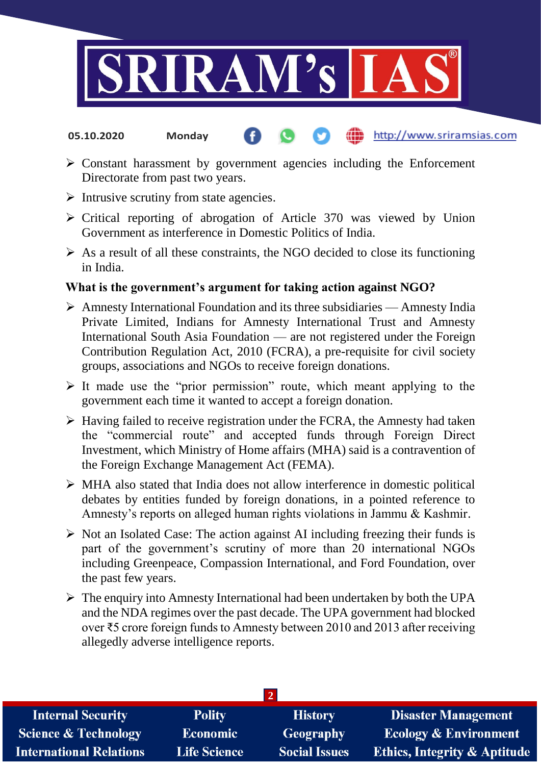- Constant harassment by government agencies including the Enforcement Directorate from past two years.
- Intrusive scrutiny from state agencies.
- Critical reporting of abrogation of Article 370 was viewed by Union Government as interference in Domestic Politics of India.
- As a result of all these constraints, the NGO decided to close its functioning in India.

**What is the government's argument for taking action against NGO?**

- Amnesty International Foundation and its three subsidiaries — Amnesty India Private Limited, Indians for Amnesty International Trust and Amnesty International South Asia Foundation — are not registered under the Foreign Contribution Regulation Act, 2010 (FCRA), a pre-requisite for civil society groups, associations and NGOs to receive foreign donations.
- It made use the "prior permission" route, which meant applying to the government each time it wanted to accept a foreign donation.
- Having failed to receive registration under the FCRA, the Amnesty had taken the "commercial route" and accepted funds through Foreign Direct Investment, which Ministry of Home affairs (MHA) said is a contravention of the Foreign Exchange Management Act (FEMA).
- MHA also stated that India does not allow interference in domestic political debates by entities funded by foreign donations, in a pointed reference to Amnesty's reports on alleged human rights violations in Jammu & Kashmir.
- Not an Isolated Case: The action against AI including freezing their funds is part of the government's scrutiny of more than 20 international NGOs including Greenpeace, Compassion International, and Ford Foundation, over the past few years.
- The enquiry into Amnesty International had been undertaken by both the UPA and the NDA regimes over the past decade. The UPA government had blocked over ₹5 crore foreign funds to Amnesty between 2010 and 2013 after receiving allegedly adverse intelligence reports.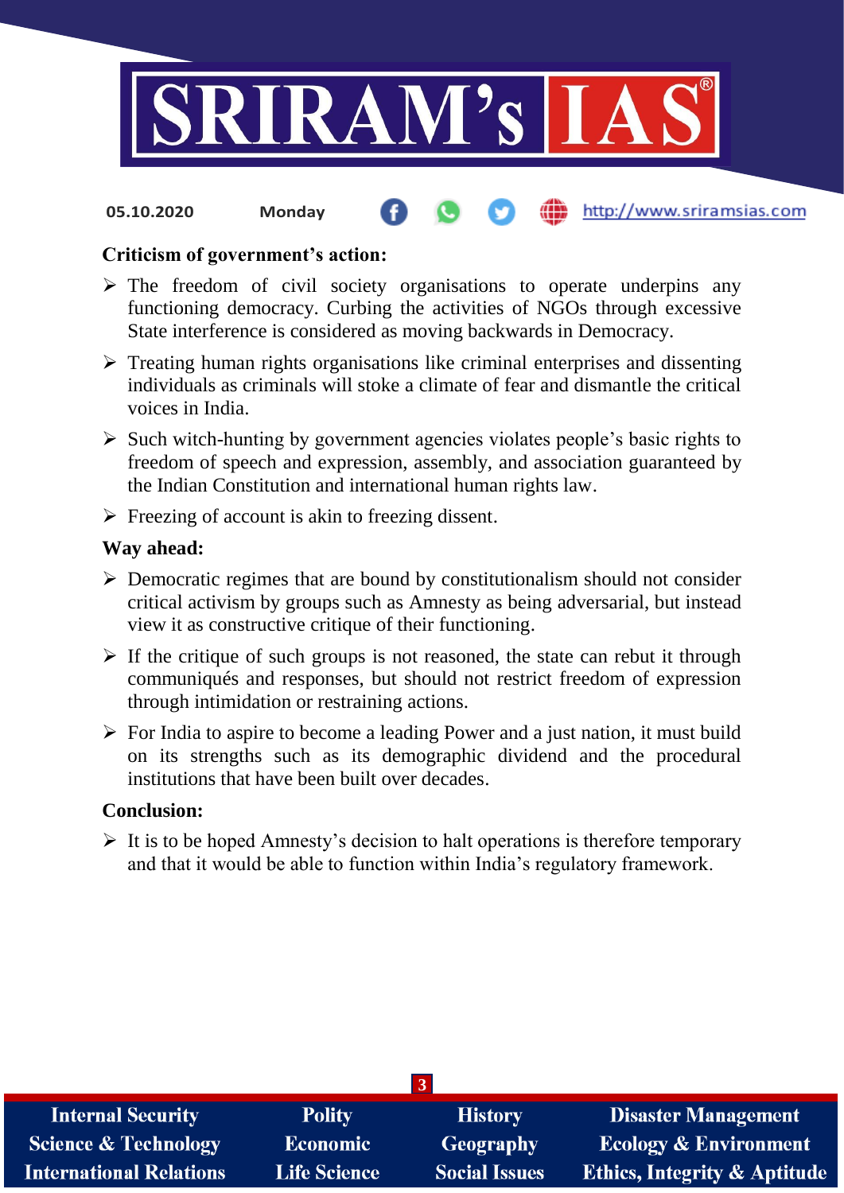**Criticism of government's action:**

- The freedom of civil society organisations to operate underpins any functioning democracy. Curbing the activities of NGOs through excessive State interference is considered as moving backwards in Democracy.
- Treating human rights organisations like criminal enterprises and dissenting individuals as criminals will stoke a climate of fear and dismantle the critical voices in India.
- Such witch-hunting by government agencies violates people's basic rights to freedom of speech and expression, assembly, and association guaranteed by the Indian Constitution and international human rights law.
- Freezing of account is akin to freezing dissent.

**Way ahead:**

- Democratic regimes that are bound by constitutionalism should not consider critical activism by groups such as Amnesty as being adversarial, but instead view it as constructive critique of their functioning.
- If the critique of such groups is not reasoned, the state can rebut it through communiqués and responses, but should not restrict freedom of expression through intimidation or restraining actions.
- For India to aspire to become a leading Power and a just nation, it must build on its strengths such as its demographic dividend and the procedural institutions that have been built over decades.

**Conclusion:**

- It is to be hoped Amnesty's decision to halt operations is therefore temporary and that it would be able to function within India's regulatory framework.